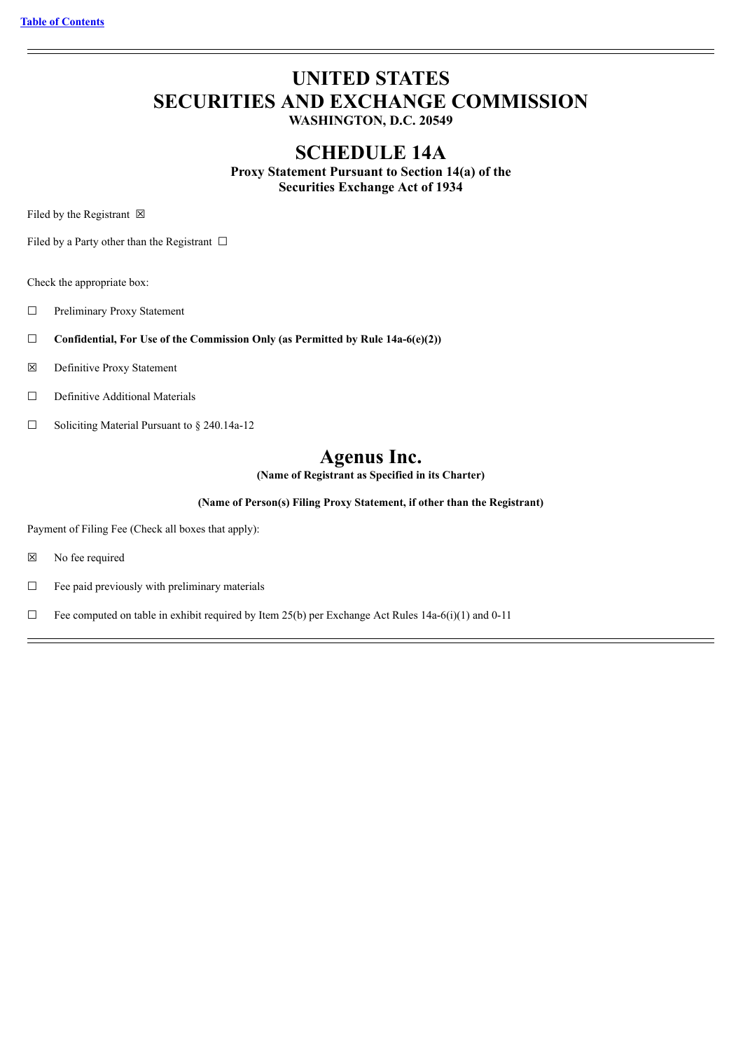[Table of Contents](#)

# UNITED STATES
# SECURITIES AND EXCHANGE COMMISSION
**WASHINGTON, D.C. 20549**

## SCHEDULE 14A
**Proxy Statement Pursuant to Section 14(a) of the Securities Exchange Act of 1934**

Filed by the Registrant ☒

Filed by a Party other than the Registrant ☐

Check the appropriate box:

☐ Preliminary Proxy Statement

☐ **Confidential, For Use of the Commission Only (as Permitted by Rule 14a-6(e)(2))**

☒ Definitive Proxy Statement

☐ Definitive Additional Materials

☐ Soliciting Material Pursuant to § 240.14a-12

# Agenus Inc.
**(Name of Registrant as Specified in its Charter)**

**(Name of Person(s) Filing Proxy Statement, if other than the Registrant)**

Payment of Filing Fee (Check all boxes that apply):

☒ No fee required

☐ Fee paid previously with preliminary materials

☐ Fee computed on table in exhibit required by Item 25(b) per Exchange Act Rules 14a-6(i)(1) and 0-11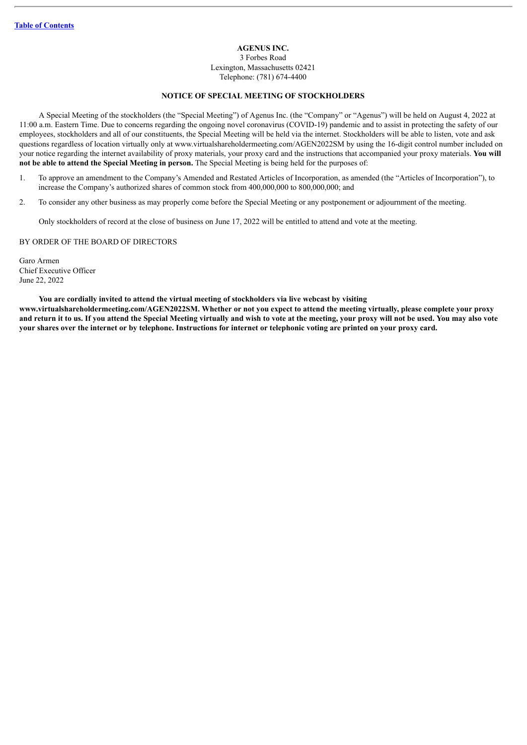**AGENUS INC.**
3 Forbes Road
Lexington, Massachusetts 02421
Telephone: (781) 674-4400

**NOTICE OF SPECIAL MEETING OF STOCKHOLDERS**

A Special Meeting of the stockholders (the "Special Meeting") of Agenus Inc. (the "Company" or "Agenus") will be held on August 4, 2022 at 11:00 a.m. Eastern Time. Due to concerns regarding the ongoing novel coronavirus (COVID-19) pandemic and to assist in protecting the safety of our employees, stockholders and all of our constituents, the Special Meeting will be held via the internet. Stockholders will be able to listen, vote and ask questions regardless of location virtually only at www.virtualshareholdermeeting.com/AGEN2022SM by using the 16-digit control number included on your notice regarding the internet availability of proxy materials, your proxy card and the instructions that accompanied your proxy materials. **You will not be able to attend the Special Meeting in person.** The Special Meeting is being held for the purposes of:

1. To approve an amendment to the Company's Amended and Restated Articles of Incorporation, as amended (the "Articles of Incorporation"), to increase the Company's authorized shares of common stock from 400,000,000 to 800,000,000; and
2. To consider any other business as may properly come before the Special Meeting or any postponement or adjournment of the meeting.

Only stockholders of record at the close of business on June 17, 2022 will be entitled to attend and vote at the meeting.

BY ORDER OF THE BOARD OF DIRECTORS

Garo Armen
Chief Executive Officer
June 22, 2022

**You are cordially invited to attend the virtual meeting of stockholders via live webcast by visiting www.virtualshareholdermeeting.com/AGEN2022SM. Whether or not you expect to attend the meeting virtually, please complete your proxy and return it to us. If you attend the Special Meeting virtually and wish to vote at the meeting, your proxy will not be used. You may also vote your shares over the internet or by telephone. Instructions for internet or telephonic voting are printed on your proxy card.**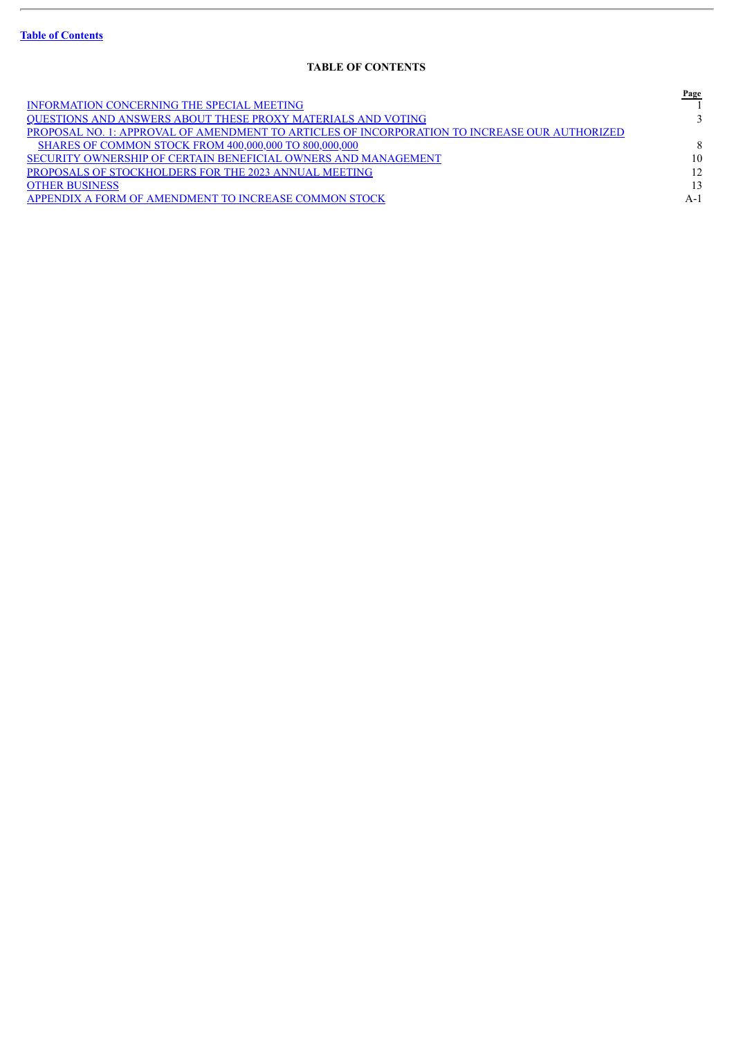Table of Contents

**TABLE OF CONTENTS**

| | Page |
|---|---|
| INFORMATION CONCERNING THE SPECIAL MEETING | 1 |
| QUESTIONS AND ANSWERS ABOUT THESE PROXY MATERIALS AND VOTING | 3 |
| PROPOSAL NO. 1: APPROVAL OF AMENDMENT TO ARTICLES OF INCORPORATION TO INCREASE OUR AUTHORIZED SHARES OF COMMON STOCK FROM 400,000,000 TO 800,000,000 | 8 |
| SECURITY OWNERSHIP OF CERTAIN BENEFICIAL OWNERS AND MANAGEMENT | 10 |
| PROPOSALS OF STOCKHOLDERS FOR THE 2023 ANNUAL MEETING | 12 |
| OTHER BUSINESS | 13 |
| APPENDIX A FORM OF AMENDMENT TO INCREASE COMMON STOCK | A-1 |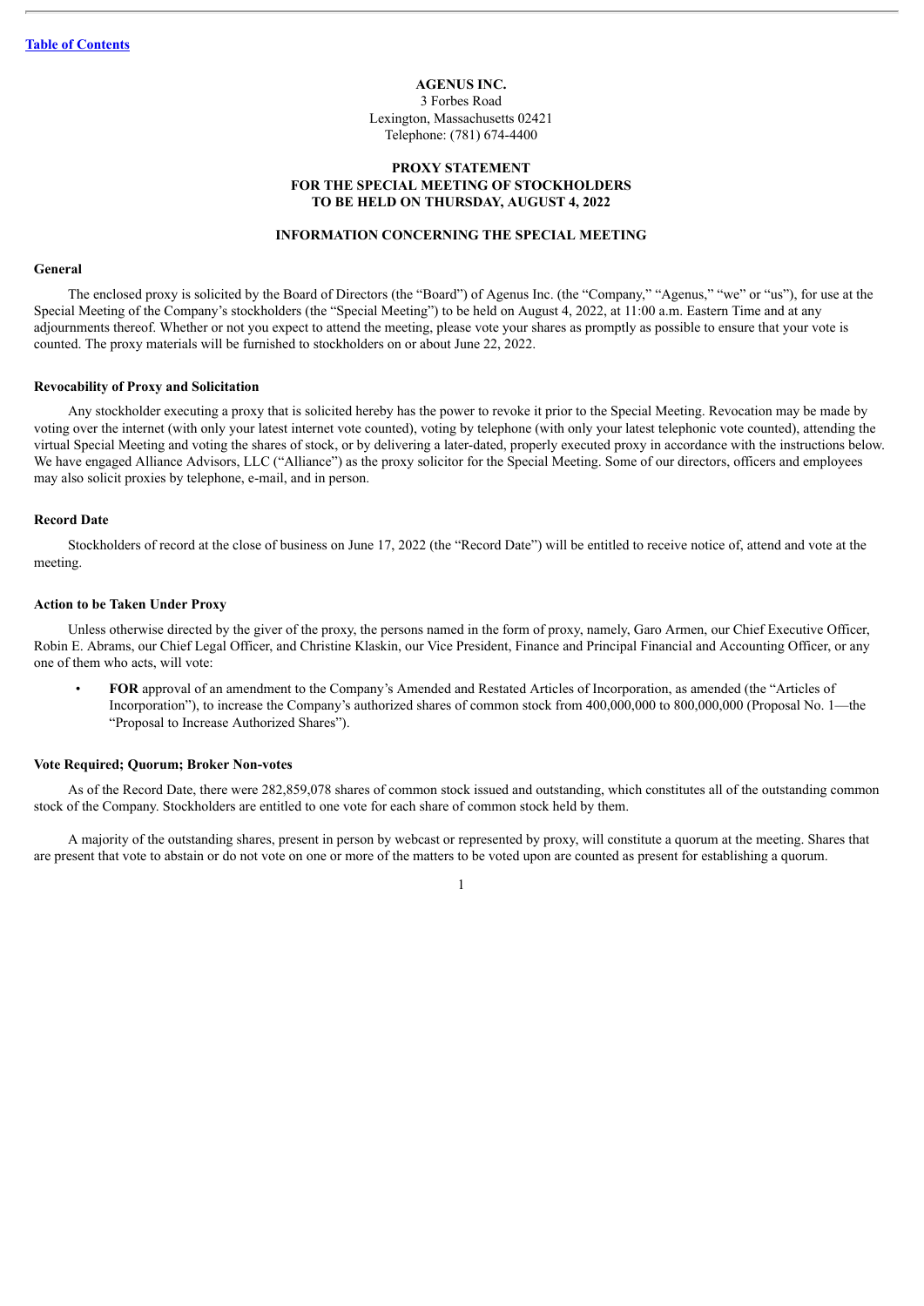[Table of Contents](#)

**AGENUS INC.**
3 Forbes Road
Lexington, Massachusetts 02421
Telephone: (781) 674-4400

# PROXY STATEMENT FOR THE SPECIAL MEETING OF STOCKHOLDERS TO BE HELD ON THURSDAY, AUGUST 4, 2022

## INFORMATION CONCERNING THE SPECIAL MEETING

### General

The enclosed proxy is solicited by the Board of Directors (the "Board") of Agenus Inc. (the "Company," "Agenus," "we" or "us"), for use at the Special Meeting of the Company's stockholders (the "Special Meeting") to be held on August 4, 2022, at 11:00 a.m. Eastern Time and at any adjournments thereof. Whether or not you expect to attend the meeting, please vote your shares as promptly as possible to ensure that your vote is counted. The proxy materials will be furnished to stockholders on or about June 22, 2022.

### Revocability of Proxy and Solicitation

Any stockholder executing a proxy that is solicited hereby has the power to revoke it prior to the Special Meeting. Revocation may be made by voting over the internet (with only your latest internet vote counted), voting by telephone (with only your latest telephonic vote counted), attending the virtual Special Meeting and voting the shares of stock, or by delivering a later-dated, properly executed proxy in accordance with the instructions below. We have engaged Alliance Advisors, LLC ("Alliance") as the proxy solicitor for the Special Meeting. Some of our directors, officers and employees may also solicit proxies by telephone, e-mail, and in person.

### Record Date

Stockholders of record at the close of business on June 17, 2022 (the "Record Date") will be entitled to receive notice of, attend and vote at the meeting.

### Action to be Taken Under Proxy

Unless otherwise directed by the giver of the proxy, the persons named in the form of proxy, namely, Garo Armen, our Chief Executive Officer, Robin E. Abrams, our Chief Legal Officer, and Christine Klaskin, our Vice President, Finance and Principal Financial and Accounting Officer, or any one of them who acts, will vote:

- **FOR** approval of an amendment to the Company's Amended and Restated Articles of Incorporation, as amended (the "Articles of Incorporation"), to increase the Company's authorized shares of common stock from 400,000,000 to 800,000,000 (Proposal No. 1—the "Proposal to Increase Authorized Shares").

### Vote Required; Quorum; Broker Non-votes

As of the Record Date, there were 282,859,078 shares of common stock issued and outstanding, which constitutes all of the outstanding common stock of the Company. Stockholders are entitled to one vote for each share of common stock held by them.

A majority of the outstanding shares, present in person by webcast or represented by proxy, will constitute a quorum at the meeting. Shares that are present that vote to abstain or do not vote on one or more of the matters to be voted upon are counted as present for establishing a quorum.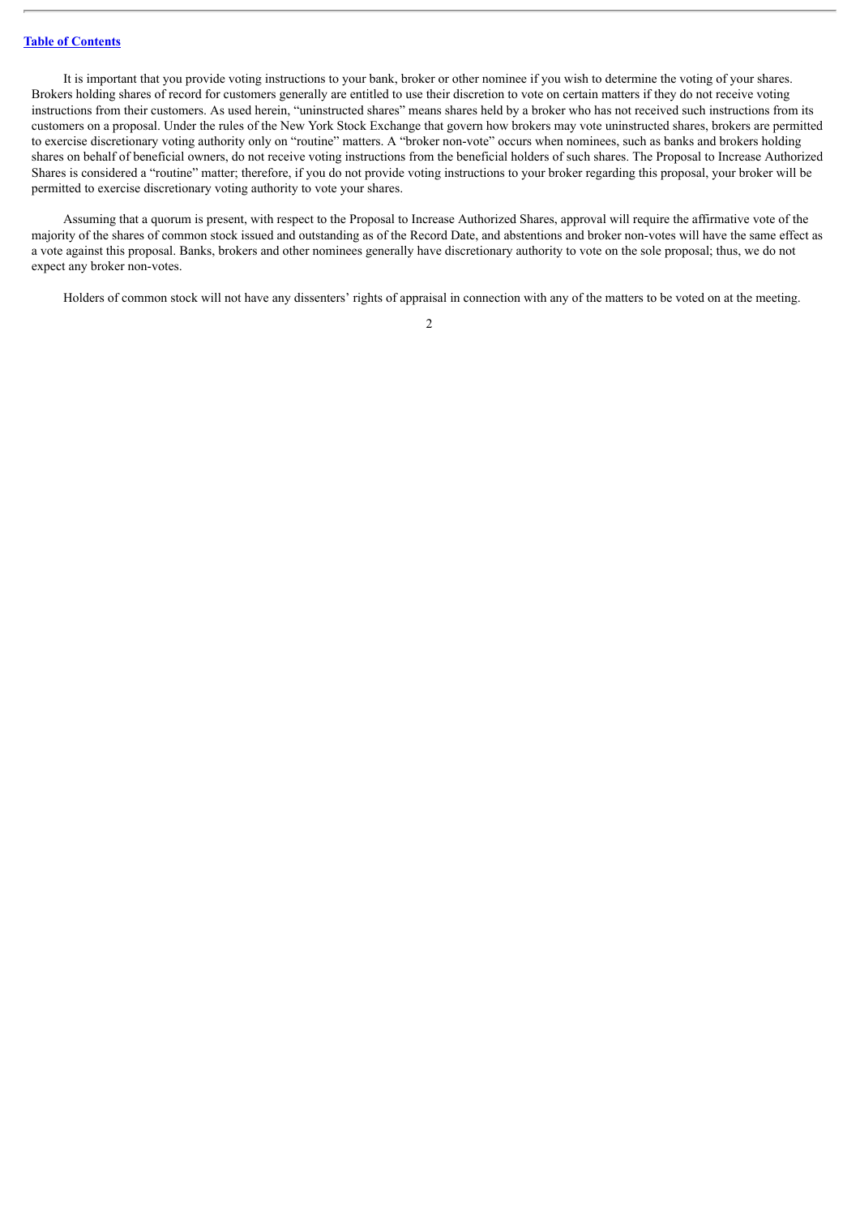It is important that you provide voting instructions to your bank, broker or other nominee if you wish to determine the voting of your shares. Brokers holding shares of record for customers generally are entitled to use their discretion to vote on certain matters if they do not receive voting instructions from their customers. As used herein, "uninstructed shares" means shares held by a broker who has not received such instructions from its customers on a proposal. Under the rules of the New York Stock Exchange that govern how brokers may vote uninstructed shares, brokers are permitted to exercise discretionary voting authority only on "routine" matters. A "broker non-vote" occurs when nominees, such as banks and brokers holding shares on behalf of beneficial owners, do not receive voting instructions from the beneficial holders of such shares. The Proposal to Increase Authorized Shares is considered a "routine" matter; therefore, if you do not provide voting instructions to your broker regarding this proposal, your broker will be permitted to exercise discretionary voting authority to vote your shares.

Assuming that a quorum is present, with respect to the Proposal to Increase Authorized Shares, approval will require the affirmative vote of the majority of the shares of common stock issued and outstanding as of the Record Date, and abstentions and broker non-votes will have the same effect as a vote against this proposal. Banks, brokers and other nominees generally have discretionary authority to vote on the sole proposal; thus, we do not expect any broker non-votes.

Holders of common stock will not have any dissenters' rights of appraisal in connection with any of the matters to be voted on at the meeting.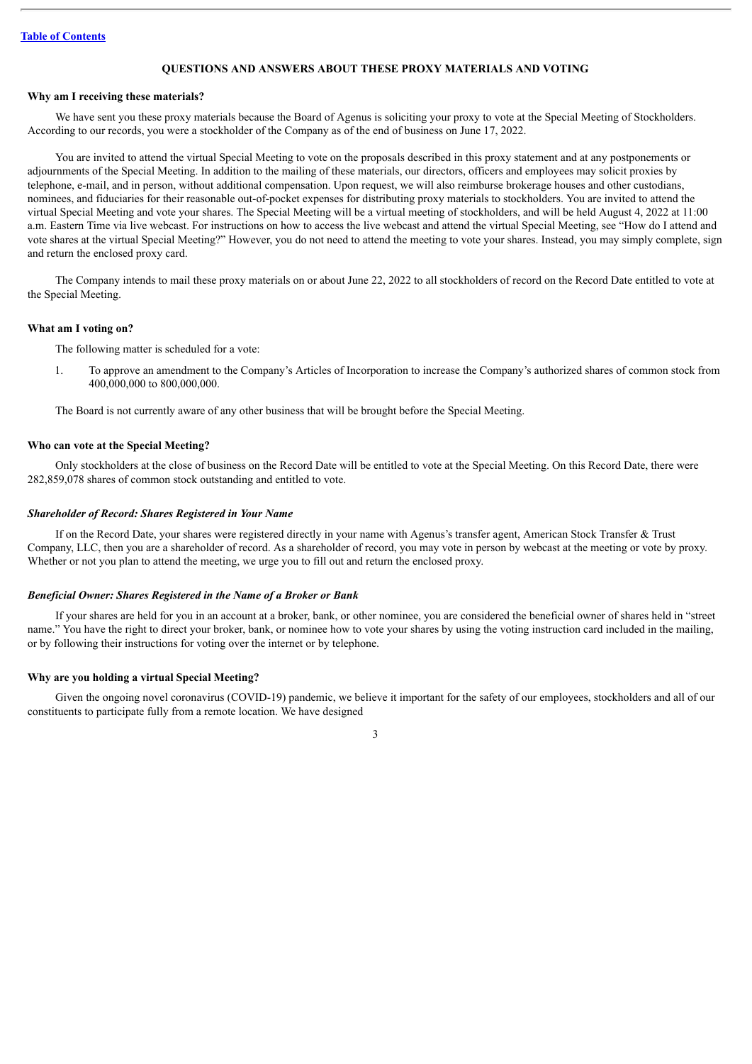[Table of Contents](#)

## QUESTIONS AND ANSWERS ABOUT THESE PROXY MATERIALS AND VOTING

**Why am I receiving these materials?**

We have sent you these proxy materials because the Board of Agenus is soliciting your proxy to vote at the Special Meeting of Stockholders. According to our records, you were a stockholder of the Company as of the end of business on June 17, 2022.

You are invited to attend the virtual Special Meeting to vote on the proposals described in this proxy statement and at any postponements or adjournments of the Special Meeting. In addition to the mailing of these materials, our directors, officers and employees may solicit proxies by telephone, e-mail, and in person, without additional compensation. Upon request, we will also reimburse brokerage houses and other custodians, nominees, and fiduciaries for their reasonable out-of-pocket expenses for distributing proxy materials to stockholders. You are invited to attend the virtual Special Meeting and vote your shares. The Special Meeting will be a virtual meeting of stockholders, and will be held August 4, 2022 at 11:00 a.m. Eastern Time via live webcast. For instructions on how to access the live webcast and attend the virtual Special Meeting, see "How do I attend and vote shares at the virtual Special Meeting?" However, you do not need to attend the meeting to vote your shares. Instead, you may simply complete, sign and return the enclosed proxy card.

The Company intends to mail these proxy materials on or about June 22, 2022 to all stockholders of record on the Record Date entitled to vote at the Special Meeting.

**What am I voting on?**

The following matter is scheduled for a vote:

1. To approve an amendment to the Company's Articles of Incorporation to increase the Company's authorized shares of common stock from 400,000,000 to 800,000,000.

The Board is not currently aware of any other business that will be brought before the Special Meeting.

**Who can vote at the Special Meeting?**

Only stockholders at the close of business on the Record Date will be entitled to vote at the Special Meeting. On this Record Date, there were 282,859,078 shares of common stock outstanding and entitled to vote.

***Shareholder of Record: Shares Registered in Your Name***

If on the Record Date, your shares were registered directly in your name with Agenus's transfer agent, American Stock Transfer & Trust Company, LLC, then you are a shareholder of record. As a shareholder of record, you may vote in person by webcast at the meeting or vote by proxy. Whether or not you plan to attend the meeting, we urge you to fill out and return the enclosed proxy.

***Beneficial Owner: Shares Registered in the Name of a Broker or Bank***

If your shares are held for you in an account at a broker, bank, or other nominee, you are considered the beneficial owner of shares held in "street name." You have the right to direct your broker, bank, or nominee how to vote your shares by using the voting instruction card included in the mailing, or by following their instructions for voting over the internet or by telephone.

**Why are you holding a virtual Special Meeting?**

Given the ongoing novel coronavirus (COVID-19) pandemic, we believe it important for the safety of our employees, stockholders and all of our constituents to participate fully from a remote location. We have designed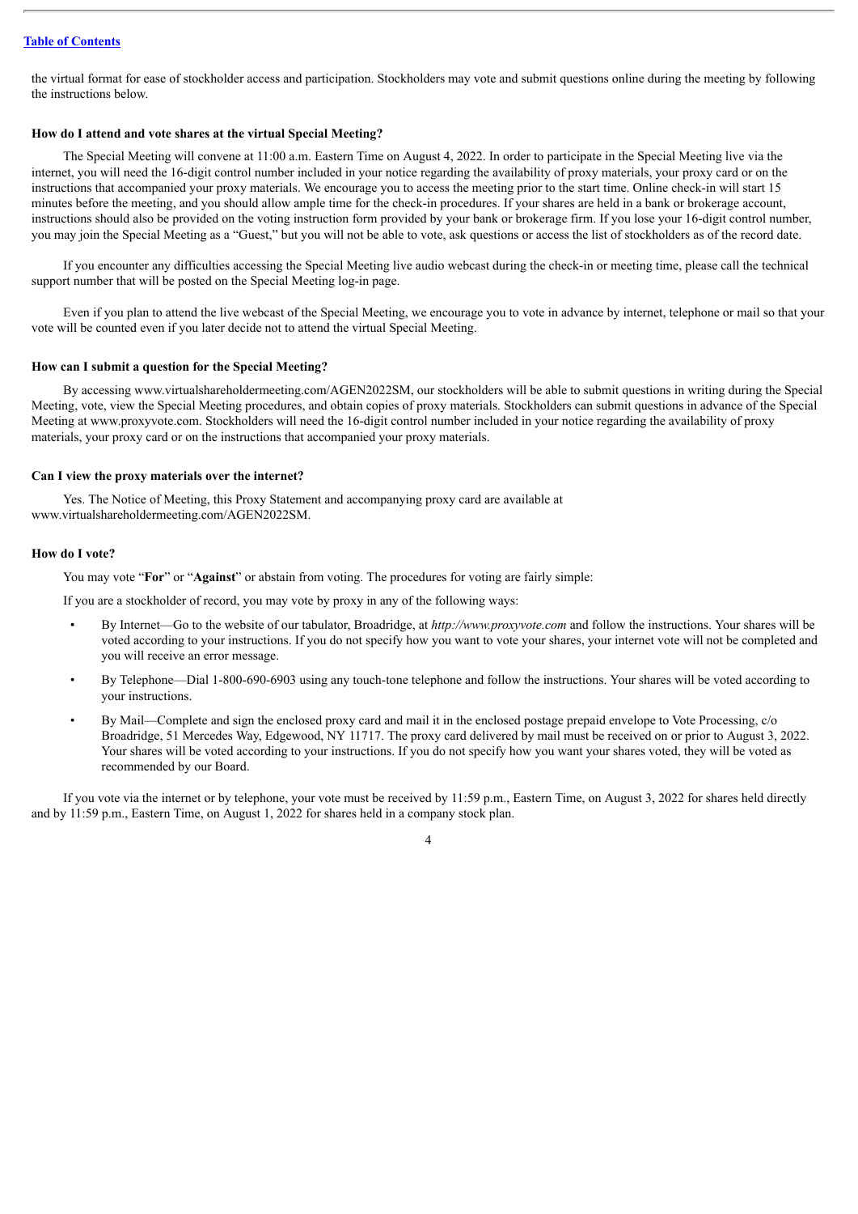the virtual format for ease of stockholder access and participation. Stockholders may vote and submit questions online during the meeting by following the instructions below.

**How do I attend and vote shares at the virtual Special Meeting?**

The Special Meeting will convene at 11:00 a.m. Eastern Time on August 4, 2022. In order to participate in the Special Meeting live via the internet, you will need the 16-digit control number included in your notice regarding the availability of proxy materials, your proxy card or on the instructions that accompanied your proxy materials. We encourage you to access the meeting prior to the start time. Online check-in will start 15 minutes before the meeting, and you should allow ample time for the check-in procedures. If your shares are held in a bank or brokerage account, instructions should also be provided on the voting instruction form provided by your bank or brokerage firm. If you lose your 16-digit control number, you may join the Special Meeting as a "Guest," but you will not be able to vote, ask questions or access the list of stockholders as of the record date.

If you encounter any difficulties accessing the Special Meeting live audio webcast during the check-in or meeting time, please call the technical support number that will be posted on the Special Meeting log-in page.

Even if you plan to attend the live webcast of the Special Meeting, we encourage you to vote in advance by internet, telephone or mail so that your vote will be counted even if you later decide not to attend the virtual Special Meeting.

**How can I submit a question for the Special Meeting?**

By accessing www.virtualshareholdermeeting.com/AGEN2022SM, our stockholders will be able to submit questions in writing during the Special Meeting, vote, view the Special Meeting procedures, and obtain copies of proxy materials. Stockholders can submit questions in advance of the Special Meeting at www.proxyvote.com. Stockholders will need the 16-digit control number included in your notice regarding the availability of proxy materials, your proxy card or on the instructions that accompanied your proxy materials.

**Can I view the proxy materials over the internet?**

Yes. The Notice of Meeting, this Proxy Statement and accompanying proxy card are available at www.virtualshareholdermeeting.com/AGEN2022SM.

**How do I vote?**

You may vote "**For**" or "**Against**" or abstain from voting. The procedures for voting are fairly simple:

If you are a stockholder of record, you may vote by proxy in any of the following ways:

- By Internet—Go to the website of our tabulator, Broadridge, at *http://www.proxyvote.com* and follow the instructions. Your shares will be voted according to your instructions. If you do not specify how you want to vote your shares, your internet vote will not be completed and you will receive an error message.
- By Telephone—Dial 1-800-690-6903 using any touch-tone telephone and follow the instructions. Your shares will be voted according to your instructions.
- By Mail—Complete and sign the enclosed proxy card and mail it in the enclosed postage prepaid envelope to Vote Processing, c/o Broadridge, 51 Mercedes Way, Edgewood, NY 11717. The proxy card delivered by mail must be received on or prior to August 3, 2022. Your shares will be voted according to your instructions. If you do not specify how you want your shares voted, they will be voted as recommended by our Board.

If you vote via the internet or by telephone, your vote must be received by 11:59 p.m., Eastern Time, on August 3, 2022 for shares held directly and by 11:59 p.m., Eastern Time, on August 1, 2022 for shares held in a company stock plan.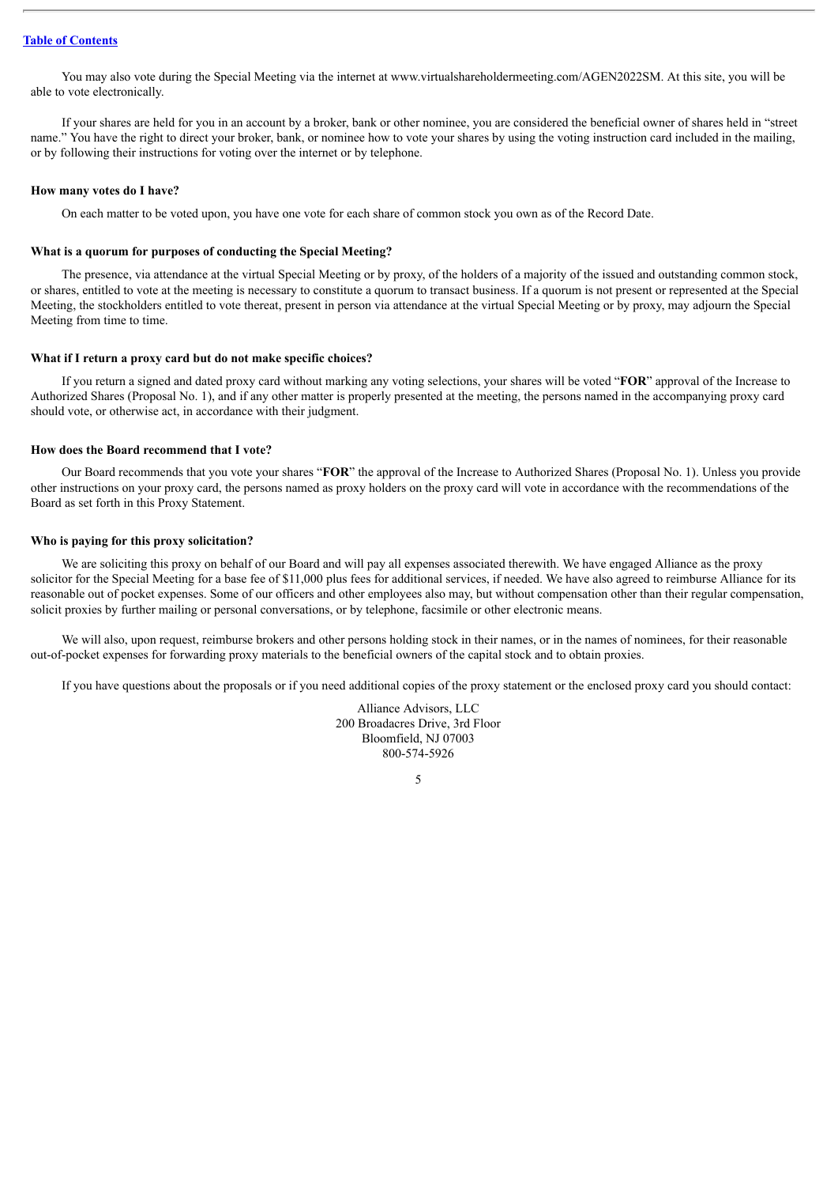You may also vote during the Special Meeting via the internet at www.virtualshareholdermeeting.com/AGEN2022SM. At this site, you will be able to vote electronically.

If your shares are held for you in an account by a broker, bank or other nominee, you are considered the beneficial owner of shares held in "street name." You have the right to direct your broker, bank, or nominee how to vote your shares by using the voting instruction card included in the mailing, or by following their instructions for voting over the internet or by telephone.

**How many votes do I have?**

On each matter to be voted upon, you have one vote for each share of common stock you own as of the Record Date.

**What is a quorum for purposes of conducting the Special Meeting?**

The presence, via attendance at the virtual Special Meeting or by proxy, of the holders of a majority of the issued and outstanding common stock, or shares, entitled to vote at the meeting is necessary to constitute a quorum to transact business. If a quorum is not present or represented at the Special Meeting, the stockholders entitled to vote thereat, present in person via attendance at the virtual Special Meeting or by proxy, may adjourn the Special Meeting from time to time.

**What if I return a proxy card but do not make specific choices?**

If you return a signed and dated proxy card without marking any voting selections, your shares will be voted "**FOR**" approval of the Increase to Authorized Shares (Proposal No. 1), and if any other matter is properly presented at the meeting, the persons named in the accompanying proxy card should vote, or otherwise act, in accordance with their judgment.

**How does the Board recommend that I vote?**

Our Board recommends that you vote your shares "**FOR**" the approval of the Increase to Authorized Shares (Proposal No. 1). Unless you provide other instructions on your proxy card, the persons named as proxy holders on the proxy card will vote in accordance with the recommendations of the Board as set forth in this Proxy Statement.

**Who is paying for this proxy solicitation?**

We are soliciting this proxy on behalf of our Board and will pay all expenses associated therewith. We have engaged Alliance as the proxy solicitor for the Special Meeting for a base fee of $11,000 plus fees for additional services, if needed. We have also agreed to reimburse Alliance for its reasonable out of pocket expenses. Some of our officers and other employees also may, but without compensation other than their regular compensation, solicit proxies by further mailing or personal conversations, or by telephone, facsimile or other electronic means.

We will also, upon request, reimburse brokers and other persons holding stock in their names, or in the names of nominees, for their reasonable out-of-pocket expenses for forwarding proxy materials to the beneficial owners of the capital stock and to obtain proxies.

If you have questions about the proposals or if you need additional copies of the proxy statement or the enclosed proxy card you should contact:

Alliance Advisors, LLC
200 Broadacres Drive, 3rd Floor
Bloomfield, NJ 07003
800-574-5926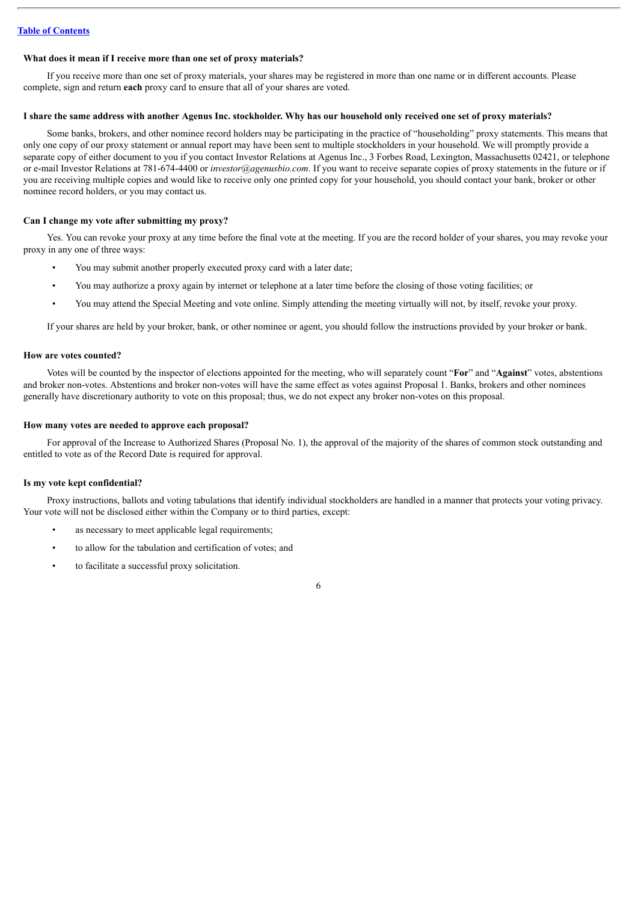### What does it mean if I receive more than one set of proxy materials?

If you receive more than one set of proxy materials, your shares may be registered in more than one name or in different accounts. Please complete, sign and return **each** proxy card to ensure that all of your shares are voted.

### I share the same address with another Agenus Inc. stockholder. Why has our household only received one set of proxy materials?

Some banks, brokers, and other nominee record holders may be participating in the practice of "householding" proxy statements. This means that only one copy of our proxy statement or annual report may have been sent to multiple stockholders in your household. We will promptly provide a separate copy of either document to you if you contact Investor Relations at Agenus Inc., 3 Forbes Road, Lexington, Massachusetts 02421, or telephone or e-mail Investor Relations at 781-674-4400 or *investor@agenusbio.com*. If you want to receive separate copies of proxy statements in the future or if you are receiving multiple copies and would like to receive only one printed copy for your household, you should contact your bank, broker or other nominee record holders, or you may contact us.

### Can I change my vote after submitting my proxy?

Yes. You can revoke your proxy at any time before the final vote at the meeting. If you are the record holder of your shares, you may revoke your proxy in any one of three ways:

- You may submit another properly executed proxy card with a later date;
- You may authorize a proxy again by internet or telephone at a later time before the closing of those voting facilities; or
- You may attend the Special Meeting and vote online. Simply attending the meeting virtually will not, by itself, revoke your proxy.

If your shares are held by your broker, bank, or other nominee or agent, you should follow the instructions provided by your broker or bank.

### How are votes counted?

Votes will be counted by the inspector of elections appointed for the meeting, who will separately count "**For**" and "**Against**" votes, abstentions and broker non-votes. Abstentions and broker non-votes will have the same effect as votes against Proposal 1. Banks, brokers and other nominees generally have discretionary authority to vote on this proposal; thus, we do not expect any broker non-votes on this proposal.

### How many votes are needed to approve each proposal?

For approval of the Increase to Authorized Shares (Proposal No. 1), the approval of the majority of the shares of common stock outstanding and entitled to vote as of the Record Date is required for approval.

### Is my vote kept confidential?

Proxy instructions, ballots and voting tabulations that identify individual stockholders are handled in a manner that protects your voting privacy. Your vote will not be disclosed either within the Company or to third parties, except:

- as necessary to meet applicable legal requirements;
- to allow for the tabulation and certification of votes; and
- to facilitate a successful proxy solicitation.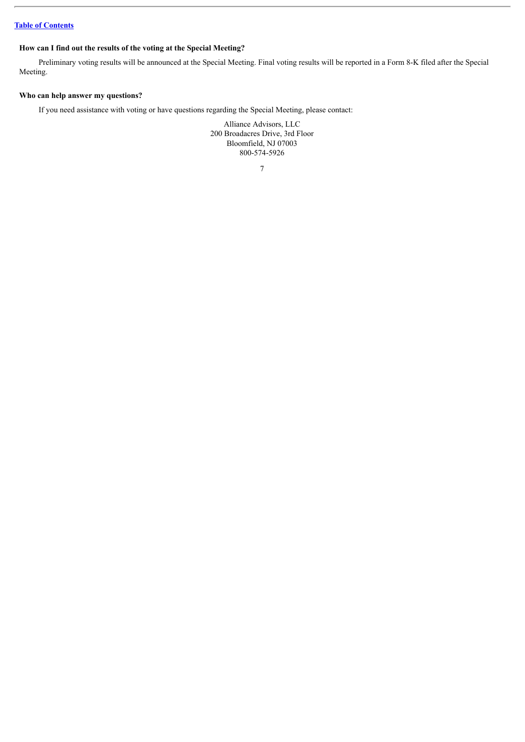**How can I find out the results of the voting at the Special Meeting?**

Preliminary voting results will be announced at the Special Meeting. Final voting results will be reported in a Form 8-K filed after the Special Meeting.

**Who can help answer my questions?**

If you need assistance with voting or have questions regarding the Special Meeting, please contact:

Alliance Advisors, LLC
200 Broadacres Drive, 3rd Floor
Bloomfield, NJ 07003
800-574-5926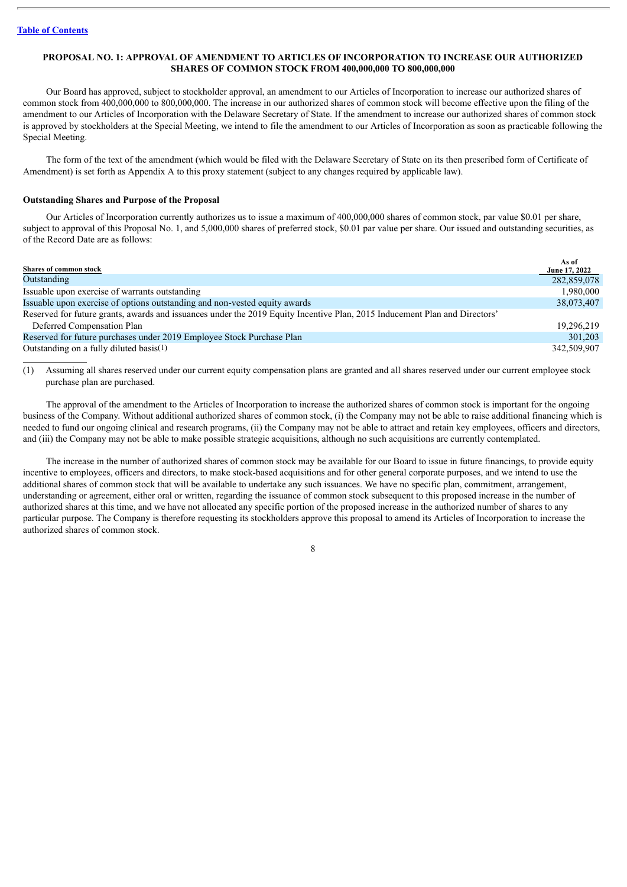[Table of Contents](#)

## PROPOSAL NO. 1: APPROVAL OF AMENDMENT TO ARTICLES OF INCORPORATION TO INCREASE OUR AUTHORIZED SHARES OF COMMON STOCK FROM 400,000,000 TO 800,000,000

Our Board has approved, subject to stockholder approval, an amendment to our Articles of Incorporation to increase our authorized shares of common stock from 400,000,000 to 800,000,000. The increase in our authorized shares of common stock will become effective upon the filing of the amendment to our Articles of Incorporation with the Delaware Secretary of State. If the amendment to increase our authorized shares of common stock is approved by stockholders at the Special Meeting, we intend to file the amendment to our Articles of Incorporation as soon as practicable following the Special Meeting.

The form of the text of the amendment (which would be filed with the Delaware Secretary of State on its then prescribed form of Certificate of Amendment) is set forth as Appendix A to this proxy statement (subject to any changes required by applicable law).

### Outstanding Shares and Purpose of the Proposal

Our Articles of Incorporation currently authorizes us to issue a maximum of 400,000,000 shares of common stock, par value $0.01 per share, subject to approval of this Proposal No. 1, and 5,000,000 shares of preferred stock, $0.01 par value per share. Our issued and outstanding securities, as of the Record Date are as follows:

| Shares of common stock | As of June 17, 2022 |
|---|---|
| Outstanding | 282,859,078 |
| Issuable upon exercise of warrants outstanding | 1,980,000 |
| Issuable upon exercise of options outstanding and non-vested equity awards | 38,073,407 |
| Reserved for future grants, awards and issuances under the 2019 Equity Incentive Plan, 2015 Inducement Plan and Directors' Deferred Compensation Plan | 19,296,219 |
| Reserved for future purchases under 2019 Employee Stock Purchase Plan | 301,203 |
| Outstanding on a fully diluted basis(1) | 342,509,907 |

(1) Assuming all shares reserved under our current equity compensation plans are granted and all shares reserved under our current employee stock purchase plan are purchased.

The approval of the amendment to the Articles of Incorporation to increase the authorized shares of common stock is important for the ongoing business of the Company. Without additional authorized shares of common stock, (i) the Company may not be able to raise additional financing which is needed to fund our ongoing clinical and research programs, (ii) the Company may not be able to attract and retain key employees, officers and directors, and (iii) the Company may not be able to make possible strategic acquisitions, although no such acquisitions are currently contemplated.

The increase in the number of authorized shares of common stock may be available for our Board to issue in future financings, to provide equity incentive to employees, officers and directors, to make stock-based acquisitions and for other general corporate purposes, and we intend to use the additional shares of common stock that will be available to undertake any such issuances. We have no specific plan, commitment, arrangement, understanding or agreement, either oral or written, regarding the issuance of common stock subsequent to this proposed increase in the number of authorized shares at this time, and we have not allocated any specific portion of the proposed increase in the authorized number of shares to any particular purpose. The Company is therefore requesting its stockholders approve this proposal to amend its Articles of Incorporation to increase the authorized shares of common stock.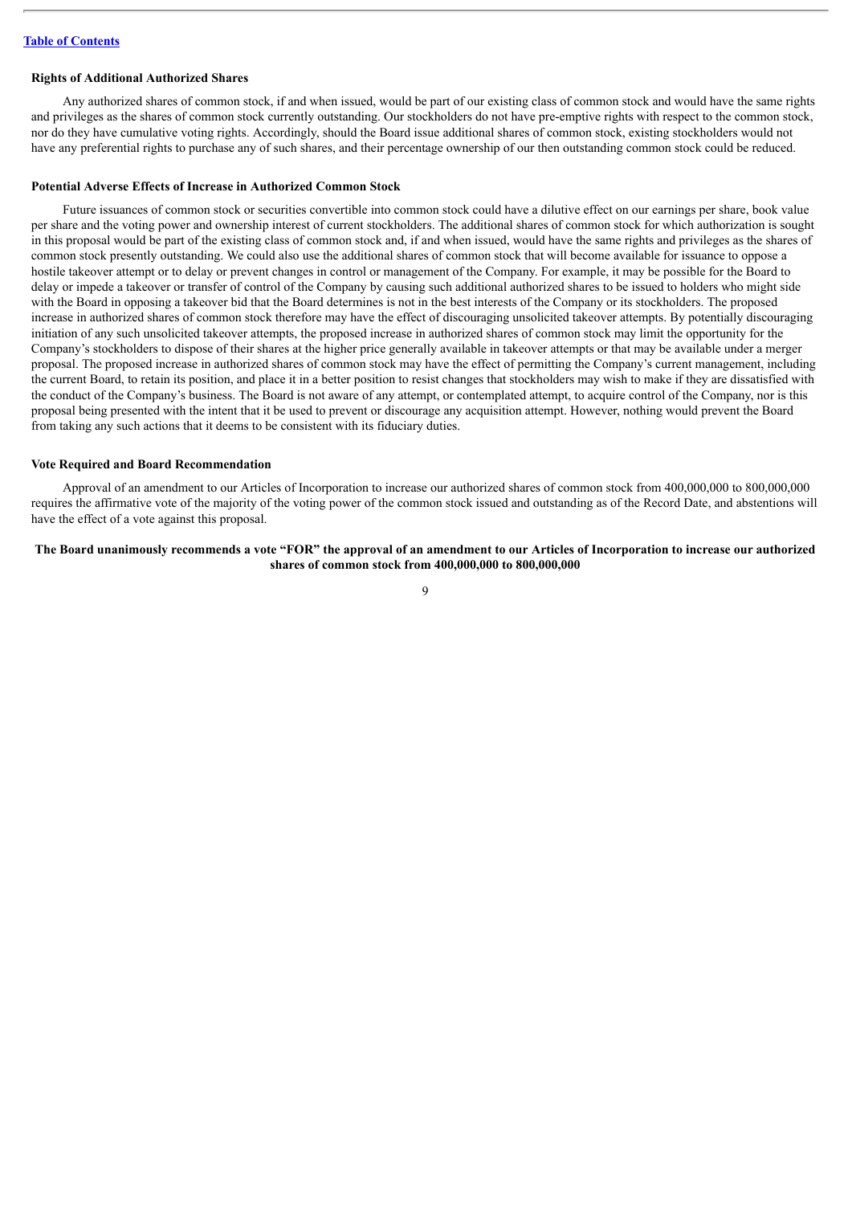### Rights of Additional Authorized Shares

Any authorized shares of common stock, if and when issued, would be part of our existing class of common stock and would have the same rights and privileges as the shares of common stock currently outstanding. Our stockholders do not have pre-emptive rights with respect to the common stock, nor do they have cumulative voting rights. Accordingly, should the Board issue additional shares of common stock, existing stockholders would not have any preferential rights to purchase any of such shares, and their percentage ownership of our then outstanding common stock could be reduced.

### Potential Adverse Effects of Increase in Authorized Common Stock

Future issuances of common stock or securities convertible into common stock could have a dilutive effect on our earnings per share, book value per share and the voting power and ownership interest of current stockholders. The additional shares of common stock for which authorization is sought in this proposal would be part of the existing class of common stock and, if and when issued, would have the same rights and privileges as the shares of common stock presently outstanding. We could also use the additional shares of common stock that will become available for issuance to oppose a hostile takeover attempt or to delay or prevent changes in control or management of the Company. For example, it may be possible for the Board to delay or impede a takeover or transfer of control of the Company by causing such additional authorized shares to be issued to holders who might side with the Board in opposing a takeover bid that the Board determines is not in the best interests of the Company or its stockholders. The proposed increase in authorized shares of common stock therefore may have the effect of discouraging unsolicited takeover attempts. By potentially discouraging initiation of any such unsolicited takeover attempts, the proposed increase in authorized shares of common stock may limit the opportunity for the Company's stockholders to dispose of their shares at the higher price generally available in takeover attempts or that may be available under a merger proposal. The proposed increase in authorized shares of common stock may have the effect of permitting the Company's current management, including the current Board, to retain its position, and place it in a better position to resist changes that stockholders may wish to make if they are dissatisfied with the conduct of the Company's business. The Board is not aware of any attempt, or contemplated attempt, to acquire control of the Company, nor is this proposal being presented with the intent that it be used to prevent or discourage any acquisition attempt. However, nothing would prevent the Board from taking any such actions that it deems to be consistent with its fiduciary duties.

### Vote Required and Board Recommendation

Approval of an amendment to our Articles of Incorporation to increase our authorized shares of common stock from 400,000,000 to 800,000,000 requires the affirmative vote of the majority of the voting power of the common stock issued and outstanding as of the Record Date, and abstentions will have the effect of a vote against this proposal.

**The Board unanimously recommends a vote "FOR" the approval of an amendment to our Articles of Incorporation to increase our authorized shares of common stock from 400,000,000 to 800,000,000**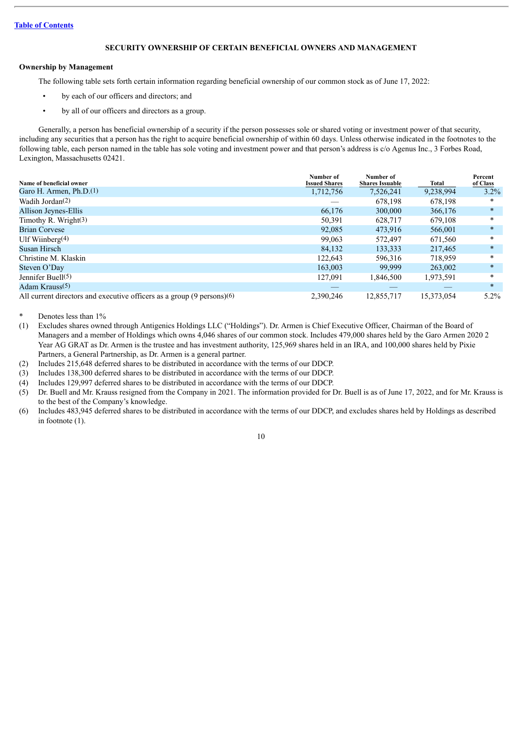[Table of Contents](#)

## SECURITY OWNERSHIP OF CERTAIN BENEFICIAL OWNERS AND MANAGEMENT

### Ownership by Management

The following table sets forth certain information regarding beneficial ownership of our common stock as of June 17, 2022:

- by each of our officers and directors; and
- by all of our officers and directors as a group.

Generally, a person has beneficial ownership of a security if the person possesses sole or shared voting or investment power of that security, including any securities that a person has the right to acquire beneficial ownership of within 60 days. Unless otherwise indicated in the footnotes to the following table, each person named in the table has sole voting and investment power and that person's address is c/o Agenus Inc., 3 Forbes Road, Lexington, Massachusetts 02421.

| Name of beneficial owner | Number of Issued Shares | Number of Shares Issuable | Total | Percent of Class |
|---|---|---|---|---|
| Garo H. Armen, Ph.D.(1) | 1,712,756 | 7,526,241 | 9,238,994 | 3.2% |
| Wadih Jordan(2) | — | 678,198 | 678,198 | * |
| Allison Jeynes-Ellis | 66,176 | 300,000 | 366,176 | * |
| Timothy R. Wright(3) | 50,391 | 628,717 | 679,108 | * |
| Brian Corvese | 92,085 | 473,916 | 566,001 | * |
| Ulf Wiinberg(4) | 99,063 | 572,497 | 671,560 | * |
| Susan Hirsch | 84,132 | 133,333 | 217,465 | * |
| Christine M. Klaskin | 122,643 | 596,316 | 718,959 | * |
| Steven O'Day | 163,003 | 99,999 | 263,002 | * |
| Jennifer Buell(5) | 127,091 | 1,846,500 | 1,973,591 | * |
| Adam Krauss(5) | — | — | — | * |
| All current directors and executive officers as a group (9 persons)(6) | 2,390,246 | 12,855,717 | 15,373,054 | 5.2% |

\* Denotes less than 1%

(1) Excludes shares owned through Antigenics Holdings LLC ("Holdings"). Dr. Armen is Chief Executive Officer, Chairman of the Board of Managers and a member of Holdings which owns 4,046 shares of our common stock. Includes 479,000 shares held by the Garo Armen 2020 2 Year AG GRAT as Dr. Armen is the trustee and has investment authority, 125,969 shares held in an IRA, and 100,000 shares held by Pixie Partners, a General Partnership, as Dr. Armen is a general partner.

(2) Includes 215,648 deferred shares to be distributed in accordance with the terms of our DDCP.

(3) Includes 138,300 deferred shares to be distributed in accordance with the terms of our DDCP.

(4) Includes 129,997 deferred shares to be distributed in accordance with the terms of our DDCP.

(5) Dr. Buell and Mr. Krauss resigned from the Company in 2021. The information provided for Dr. Buell is as of June 17, 2022, and for Mr. Krauss is to the best of the Company's knowledge.

(6) Includes 483,945 deferred shares to be distributed in accordance with the terms of our DDCP, and excludes shares held by Holdings as described in footnote (1).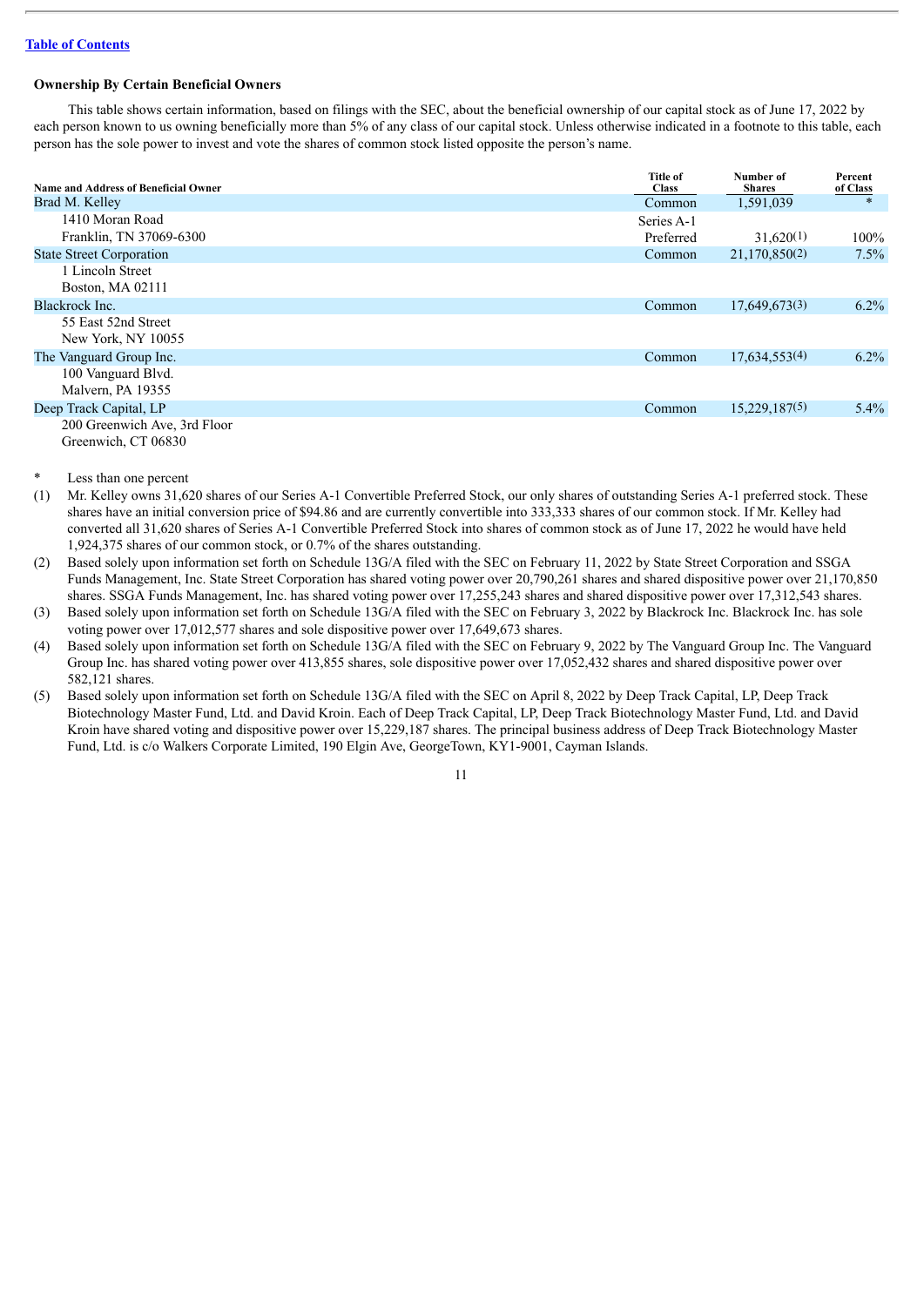[Table of Contents](#)

### Ownership By Certain Beneficial Owners

This table shows certain information, based on filings with the SEC, about the beneficial ownership of our capital stock as of June 17, 2022 by each person known to us owning beneficially more than 5% of any class of our capital stock. Unless otherwise indicated in a footnote to this table, each person has the sole power to invest and vote the shares of common stock listed opposite the person's name.

| Name and Address of Beneficial Owner | Title of Class | Number of Shares | Percent of Class |
|---|---|---|---|
| Brad M. Kelley | Common | 1,591,039 | * |
| 1410 Moran Road<br>Franklin, TN 37069-6300 | Series A-1 Preferred | 31,620(1) | 100% |
| State Street Corporation<br>1 Lincoln Street<br>Boston, MA 02111 | Common | 21,170,850(2) | 7.5% |
| Blackrock Inc.<br>55 East 52nd Street<br>New York, NY 10055 | Common | 17,649,673(3) | 6.2% |
| The Vanguard Group Inc.<br>100 Vanguard Blvd.<br>Malvern, PA 19355 | Common | 17,634,553(4) | 6.2% |
| Deep Track Capital, LP<br>200 Greenwich Ave, 3rd Floor<br>Greenwich, CT 06830 | Common | 15,229,187(5) | 5.4% |

\* Less than one percent

(1) Mr. Kelley owns 31,620 shares of our Series A-1 Convertible Preferred Stock, our only shares of outstanding Series A-1 preferred stock. These shares have an initial conversion price of $94.86 and are currently convertible into 333,333 shares of our common stock. If Mr. Kelley had converted all 31,620 shares of Series A-1 Convertible Preferred Stock into shares of common stock as of June 17, 2022 he would have held 1,924,375 shares of our common stock, or 0.7% of the shares outstanding.

(2) Based solely upon information set forth on Schedule 13G/A filed with the SEC on February 11, 2022 by State Street Corporation and SSGA Funds Management, Inc. State Street Corporation has shared voting power over 20,790,261 shares and shared dispositive power over 21,170,850 shares. SSGA Funds Management, Inc. has shared voting power over 17,255,243 shares and shared dispositive power over 17,312,543 shares.

(3) Based solely upon information set forth on Schedule 13G/A filed with the SEC on February 3, 2022 by Blackrock Inc. Blackrock Inc. has sole voting power over 17,012,577 shares and sole dispositive power over 17,649,673 shares.

(4) Based solely upon information set forth on Schedule 13G/A filed with the SEC on February 9, 2022 by The Vanguard Group Inc. The Vanguard Group Inc. has shared voting power over 413,855 shares, sole dispositive power over 17,052,432 shares and shared dispositive power over 582,121 shares.

(5) Based solely upon information set forth on Schedule 13G/A filed with the SEC on April 8, 2022 by Deep Track Capital, LP, Deep Track Biotechnology Master Fund, Ltd. and David Kroin. Each of Deep Track Capital, LP, Deep Track Biotechnology Master Fund, Ltd. and David Kroin have shared voting and dispositive power over 15,229,187 shares. The principal business address of Deep Track Biotechnology Master Fund, Ltd. is c/o Walkers Corporate Limited, 190 Elgin Ave, GeorgeTown, KY1-9001, Cayman Islands.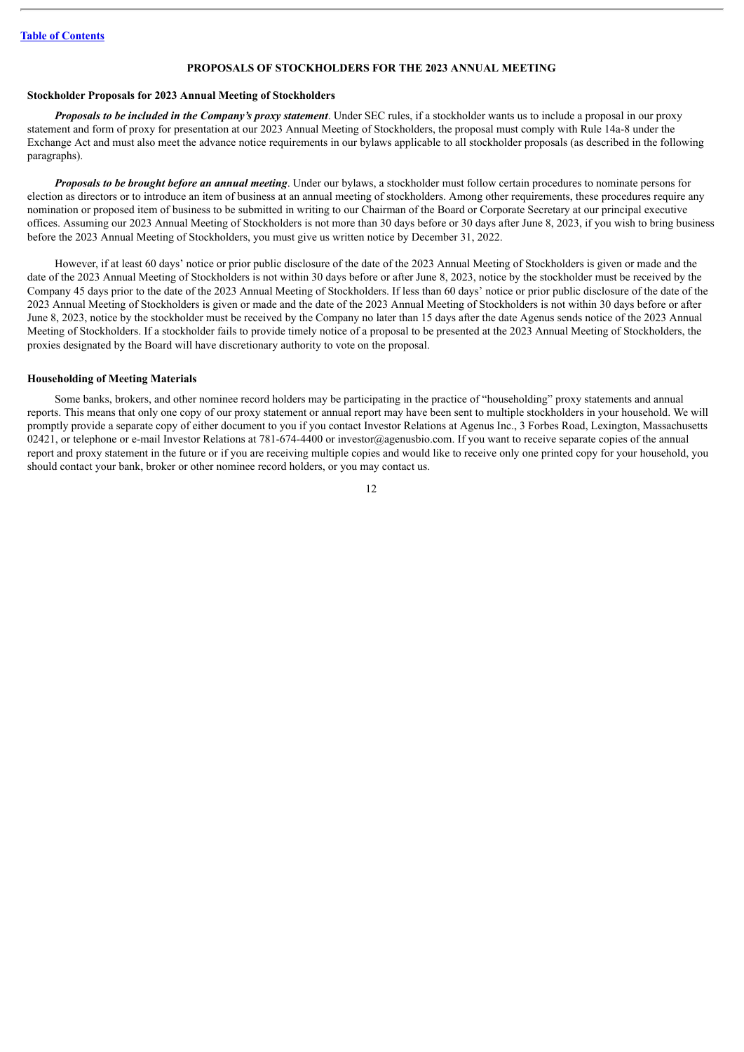## PROPOSALS OF STOCKHOLDERS FOR THE 2023 ANNUAL MEETING

### Stockholder Proposals for 2023 Annual Meeting of Stockholders

***Proposals to be included in the Company's proxy statement***. Under SEC rules, if a stockholder wants us to include a proposal in our proxy statement and form of proxy for presentation at our 2023 Annual Meeting of Stockholders, the proposal must comply with Rule 14a-8 under the Exchange Act and must also meet the advance notice requirements in our bylaws applicable to all stockholder proposals (as described in the following paragraphs).

***Proposals to be brought before an annual meeting***. Under our bylaws, a stockholder must follow certain procedures to nominate persons for election as directors or to introduce an item of business at an annual meeting of stockholders. Among other requirements, these procedures require any nomination or proposed item of business to be submitted in writing to our Chairman of the Board or Corporate Secretary at our principal executive offices. Assuming our 2023 Annual Meeting of Stockholders is not more than 30 days before or 30 days after June 8, 2023, if you wish to bring business before the 2023 Annual Meeting of Stockholders, you must give us written notice by December 31, 2022.

However, if at least 60 days' notice or prior public disclosure of the date of the 2023 Annual Meeting of Stockholders is given or made and the date of the 2023 Annual Meeting of Stockholders is not within 30 days before or after June 8, 2023, notice by the stockholder must be received by the Company 45 days prior to the date of the 2023 Annual Meeting of Stockholders. If less than 60 days' notice or prior public disclosure of the date of the 2023 Annual Meeting of Stockholders is given or made and the date of the 2023 Annual Meeting of Stockholders is not within 30 days before or after June 8, 2023, notice by the stockholder must be received by the Company no later than 15 days after the date Agenus sends notice of the 2023 Annual Meeting of Stockholders. If a stockholder fails to provide timely notice of a proposal to be presented at the 2023 Annual Meeting of Stockholders, the proxies designated by the Board will have discretionary authority to vote on the proposal.

### Householding of Meeting Materials

Some banks, brokers, and other nominee record holders may be participating in the practice of "householding" proxy statements and annual reports. This means that only one copy of our proxy statement or annual report may have been sent to multiple stockholders in your household. We will promptly provide a separate copy of either document to you if you contact Investor Relations at Agenus Inc., 3 Forbes Road, Lexington, Massachusetts 02421, or telephone or e-mail Investor Relations at 781-674-4400 or investor@agenusbio.com. If you want to receive separate copies of the annual report and proxy statement in the future or if you are receiving multiple copies and would like to receive only one printed copy for your household, you should contact your bank, broker or other nominee record holders, or you may contact us.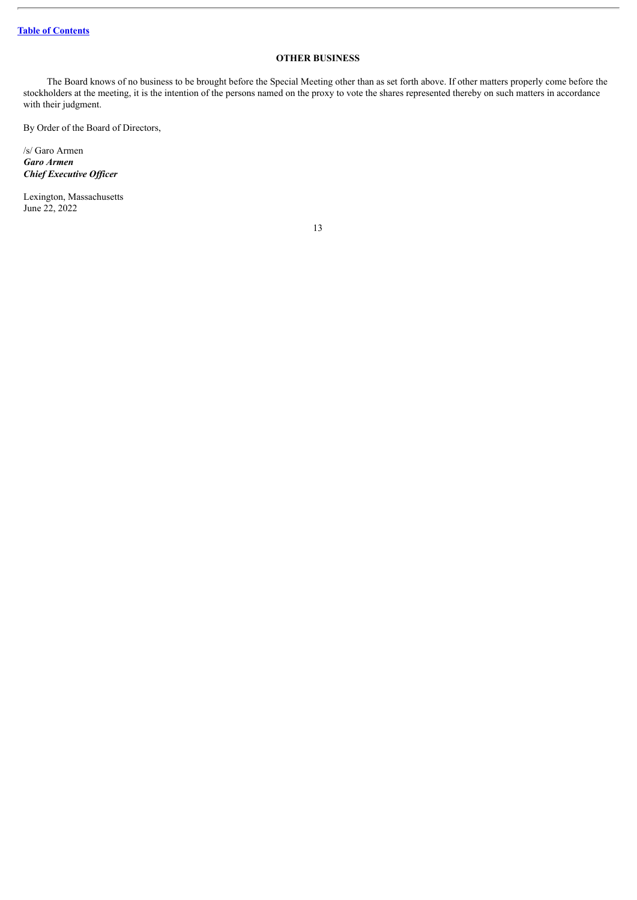[Table of Contents](#)

## OTHER BUSINESS

The Board knows of no business to be brought before the Special Meeting other than as set forth above. If other matters properly come before the stockholders at the meeting, it is the intention of the persons named on the proxy to vote the shares represented thereby on such matters in accordance with their judgment.

By Order of the Board of Directors,

/s/ Garo Armen  
***Garo Armen***  
***Chief Executive Officer***

Lexington, Massachusetts  
June 22, 2022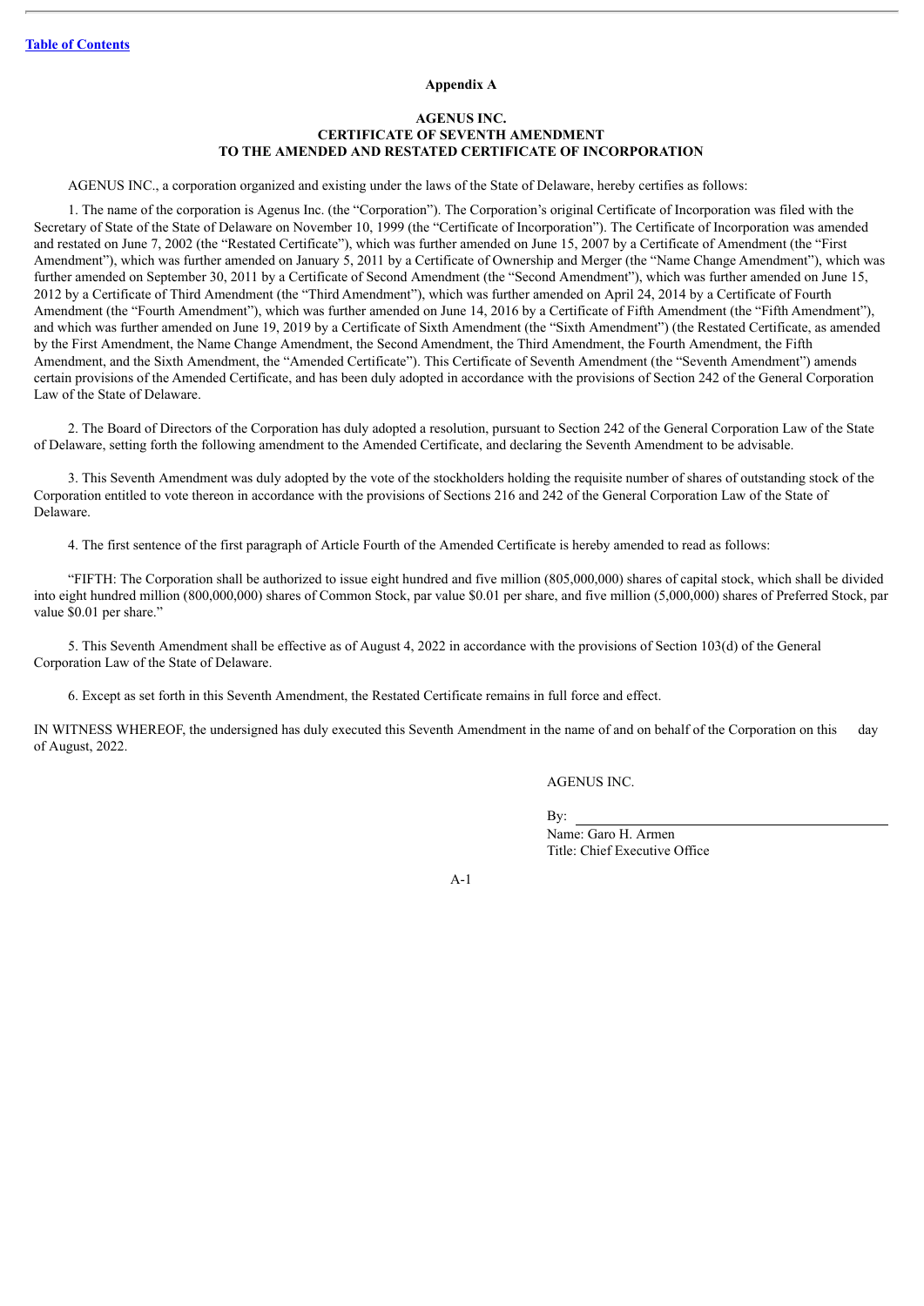**Appendix A**

**AGENUS INC.**
**CERTIFICATE OF SEVENTH AMENDMENT**
**TO THE AMENDED AND RESTATED CERTIFICATE OF INCORPORATION**

AGENUS INC., a corporation organized and existing under the laws of the State of Delaware, hereby certifies as follows:

1. The name of the corporation is Agenus Inc. (the "Corporation"). The Corporation's original Certificate of Incorporation was filed with the Secretary of State of the State of Delaware on November 10, 1999 (the "Certificate of Incorporation"). The Certificate of Incorporation was amended and restated on June 7, 2002 (the "Restated Certificate"), which was further amended on June 15, 2007 by a Certificate of Amendment (the "First Amendment"), which was further amended on January 5, 2011 by a Certificate of Ownership and Merger (the "Name Change Amendment"), which was further amended on September 30, 2011 by a Certificate of Second Amendment (the "Second Amendment"), which was further amended on June 15, 2012 by a Certificate of Third Amendment (the "Third Amendment"), which was further amended on April 24, 2014 by a Certificate of Fourth Amendment (the "Fourth Amendment"), which was further amended on June 14, 2016 by a Certificate of Fifth Amendment (the "Fifth Amendment"), and which was further amended on June 19, 2019 by a Certificate of Sixth Amendment (the "Sixth Amendment") (the Restated Certificate, as amended by the First Amendment, the Name Change Amendment, the Second Amendment, the Third Amendment, the Fourth Amendment, the Fifth Amendment, and the Sixth Amendment, the "Amended Certificate"). This Certificate of Seventh Amendment (the "Seventh Amendment") amends certain provisions of the Amended Certificate, and has been duly adopted in accordance with the provisions of Section 242 of the General Corporation Law of the State of Delaware.

2. The Board of Directors of the Corporation has duly adopted a resolution, pursuant to Section 242 of the General Corporation Law of the State of Delaware, setting forth the following amendment to the Amended Certificate, and declaring the Seventh Amendment to be advisable.

3. This Seventh Amendment was duly adopted by the vote of the stockholders holding the requisite number of shares of outstanding stock of the Corporation entitled to vote thereon in accordance with the provisions of Sections 216 and 242 of the General Corporation Law of the State of Delaware.

4. The first sentence of the first paragraph of Article Fourth of the Amended Certificate is hereby amended to read as follows:

"FIFTH: The Corporation shall be authorized to issue eight hundred and five million (805,000,000) shares of capital stock, which shall be divided into eight hundred million (800,000,000) shares of Common Stock, par value $0.01 per share, and five million (5,000,000) shares of Preferred Stock, par value $0.01 per share."

5. This Seventh Amendment shall be effective as of August 4, 2022 in accordance with the provisions of Section 103(d) of the General Corporation Law of the State of Delaware.

6. Except as set forth in this Seventh Amendment, the Restated Certificate remains in full force and effect.

IN WITNESS WHEREOF, the undersigned has duly executed this Seventh Amendment in the name of and on behalf of the Corporation on this day of August, 2022.

AGENUS INC.

By: \_\_\_\_\_\_\_\_\_\_\_\_\_\_\_\_\_\_\_\_\_\_\_\_\_\_\_\_\_\_\_\_

Name: Garo H. Armen
Title: Chief Executive Office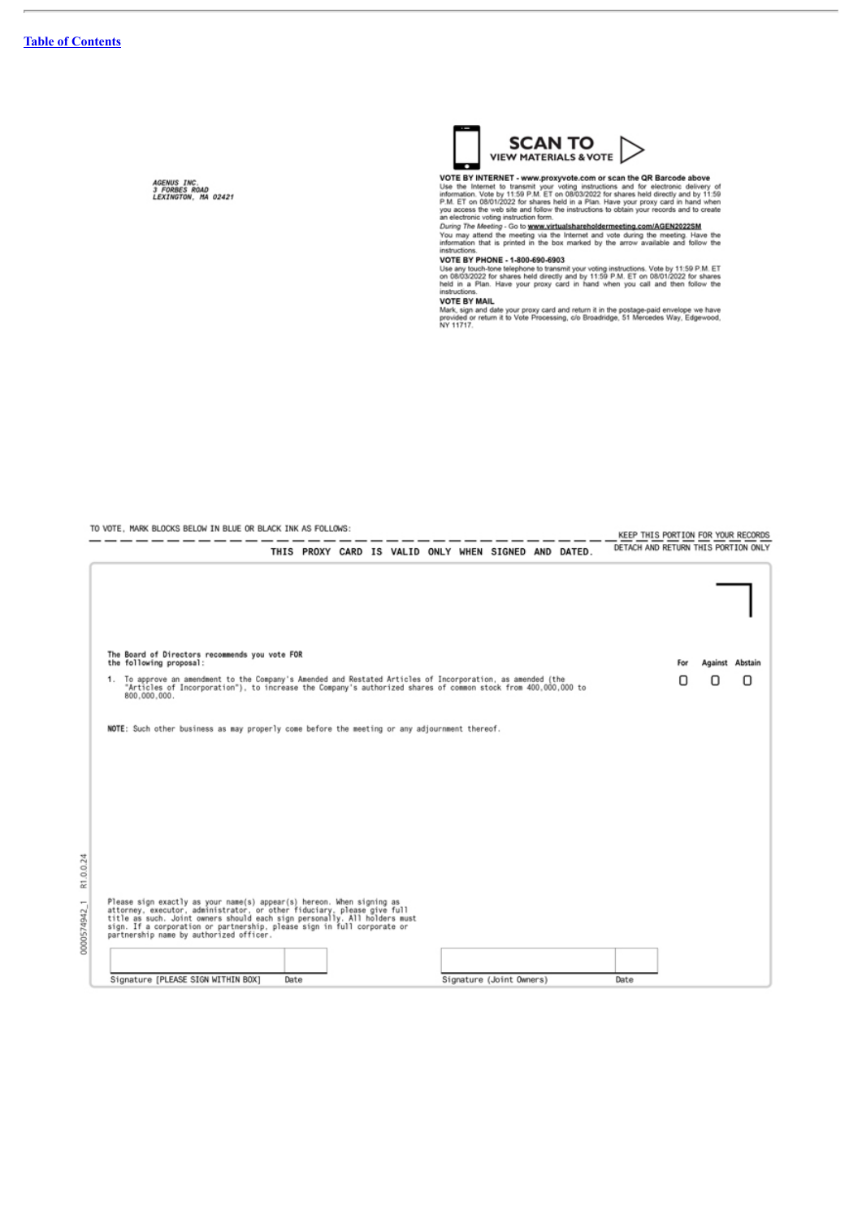[Table of Contents](#)

AGENUS INC.
3 FORBES ROAD
LEXINGTON, MA 02421

**SCAN TO**
**VIEW MATERIALS & VOTE**

**VOTE BY INTERNET - www.proxyvote.com or scan the QR Barcode above**
Use the Internet to transmit your voting instructions and for electronic delivery of information. Vote by 11:59 P.M. ET on 08/03/2022 for shares held directly and by 11:59 P.M. ET on 08/01/2022 for shares held in a Plan. Have your proxy card in hand when you access the web site and follow the instructions to obtain your records and to create an electronic voting instruction form.

*During The Meeting* - Go to **www.virtualshareholdermeeting.com/AGEN2022SM**
You may attend the meeting via the Internet and vote during the meeting. Have the information that is printed in the box marked by the arrow available and follow the instructions.

**VOTE BY PHONE - 1-800-690-6903**
Use any touch-tone telephone to transmit your voting instructions. Vote by 11:59 P.M. ET on 08/03/2022 for shares held directly and by 11:59 P.M. ET on 08/01/2022 for shares held in a Plan. Have your proxy card in hand when you call and then follow the instructions.

**VOTE BY MAIL**
Mark, sign and date your proxy card and return it in the postage-paid envelope we have provided or return it to Vote Processing, c/o Broadridge, 51 Mercedes Way, Edgewood, NY 11717.

TO VOTE, MARK BLOCKS BELOW IN BLUE OR BLACK INK AS FOLLOWS:

KEEP THIS PORTION FOR YOUR RECORDS

DETACH AND RETURN THIS PORTION ONLY

**THIS PROXY CARD IS VALID ONLY WHEN SIGNED AND DATED.**

**The Board of Directors recommends you vote FOR the following proposal:**

| | For | Against | Abstain |
|---|---|---|---|
| 1. To approve an amendment to the Company's Amended and Restated Articles of Incorporation, as amended (the "Articles of Incorporation"), to increase the Company's authorized shares of common stock from 400,000,000 to 800,000,000. | ☐ | ☐ | ☐ |

**NOTE:** Such other business as may properly come before the meeting or any adjournment thereof.

Please sign exactly as your name(s) appear(s) hereon. When signing as attorney, executor, administrator, or other fiduciary, please give full title as such. Joint owners should each sign personally. All holders must sign. If a corporation or partnership, please sign in full corporate or partnership name by authorized officer.

| Signature [PLEASE SIGN WITHIN BOX] | Date | Signature (Joint Owners) | Date |
|---|---|---|---|

0000574942_1 R1.0.0.24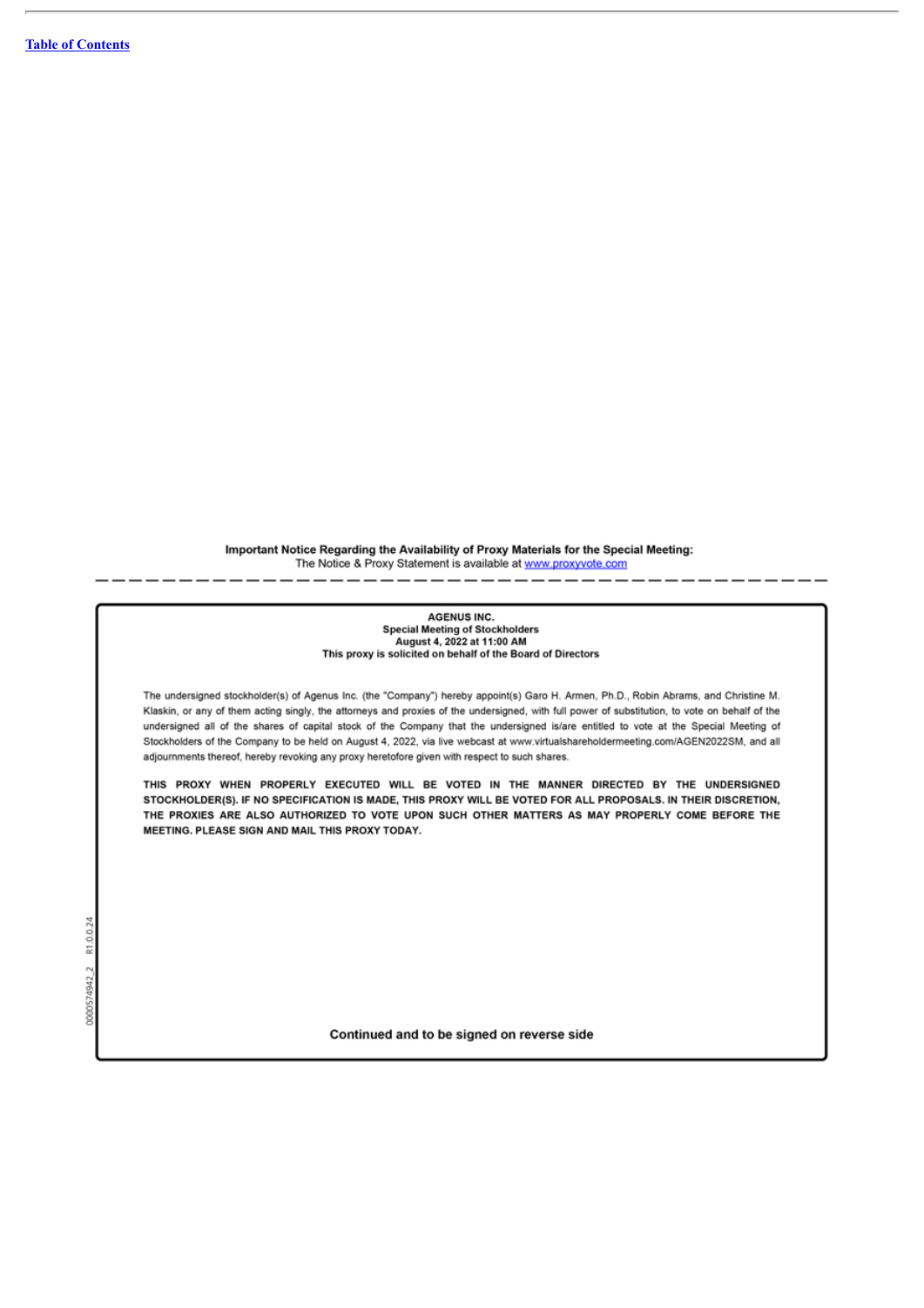[Table of Contents](#)

**Important Notice Regarding the Availability of Proxy Materials for the Special Meeting:**
The Notice & Proxy Statement is available at [www.proxyvote.com](http://www.proxyvote.com)

**AGENUS INC.**
**Special Meeting of Stockholders**
**August 4, 2022 at 11:00 AM**
**This proxy is solicited on behalf of the Board of Directors**

The undersigned stockholder(s) of Agenus Inc. (the "Company") hereby appoint(s) Garo H. Armen, Ph.D., Robin Abrams, and Christine M. Klaskin, or any of them acting singly, the attorneys and proxies of the undersigned, with full power of substitution, to vote on behalf of the undersigned all of the shares of capital stock of the Company that the undersigned is/are entitled to vote at the Special Meeting of Stockholders of the Company to be held on August 4, 2022, via live webcast at www.virtualshareholdermeeting.com/AGEN2022SM, and all adjournments thereof, hereby revoking any proxy heretofore given with respect to such shares.

**THIS PROXY WHEN PROPERLY EXECUTED WILL BE VOTED IN THE MANNER DIRECTED BY THE UNDERSIGNED STOCKHOLDER(S). IF NO SPECIFICATION IS MADE, THIS PROXY WILL BE VOTED FOR ALL PROPOSALS. IN THEIR DISCRETION, THE PROXIES ARE ALSO AUTHORIZED TO VOTE UPON SUCH OTHER MATTERS AS MAY PROPERLY COME BEFORE THE MEETING. PLEASE SIGN AND MAIL THIS PROXY TODAY.**

0000574942_2 R1.0.0.24

**Continued and to be signed on reverse side**